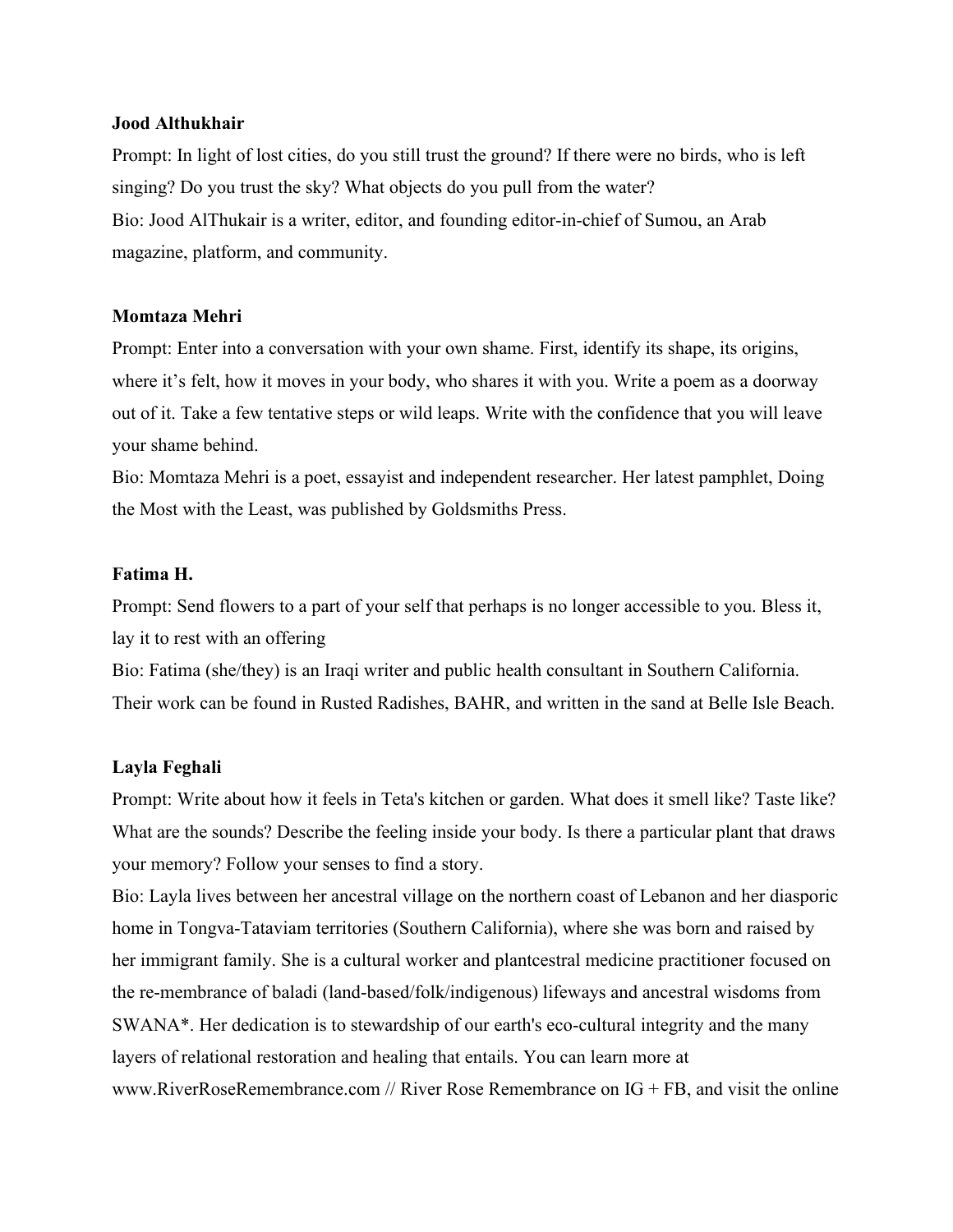**Jood Althukhair**

Prompt: In light of lost cities, do you still trust the ground? If there were no birds, who is left singing? Do you trust the sky? What objects do you pull from the water?

Bio: Jood AlThukair is a writer, editor, and founding editor-in-chief of Sumou, an Arab magazine, platform, and community.

**Momtaza Mehri**

Prompt: Enter into a conversation with your own shame. First, identify its shape, its origins, where it's felt, how it moves in your body, who shares it with you. Write a poem as a doorway out of it. Take a few tentative steps or wild leaps. Write with the confidence that you will leave your shame behind.

Bio: Momtaza Mehri is a poet, essayist and independent researcher. Her latest pamphlet, Doing the Most with the Least, was published by Goldsmiths Press.

**Fatima H.**

Prompt: Send flowers to a part of your self that perhaps is no longer accessible to you. Bless it, lay it to rest with an offering

Bio: Fatima (she/they) is an Iraqi writer and public health consultant in Southern California. Their work can be found in Rusted Radishes, BAHR, and written in the sand at Belle Isle Beach.

**Layla Feghali**

Prompt: Write about how it feels in Teta's kitchen or garden. What does it smell like? Taste like? What are the sounds? Describe the feeling inside your body. Is there a particular plant that draws your memory? Follow your senses to find a story.

Bio: Layla lives between her ancestral village on the northern coast of Lebanon and her diasporic home in Tongva-Tataviam territories (Southern California), where she was born and raised by her immigrant family. She is a cultural worker and plantcestral medicine practitioner focused on the re-membrance of baladi (land-based/folk/indigenous) lifeways and ancestral wisdoms from SWANA*. Her dedication is to stewardship of our earth's eco-cultural integrity and the many layers of relational restoration and healing that entails. You can learn more at www.RiverRoseRemembrance.com // River Rose Remembrance on IG + FB, and visit the online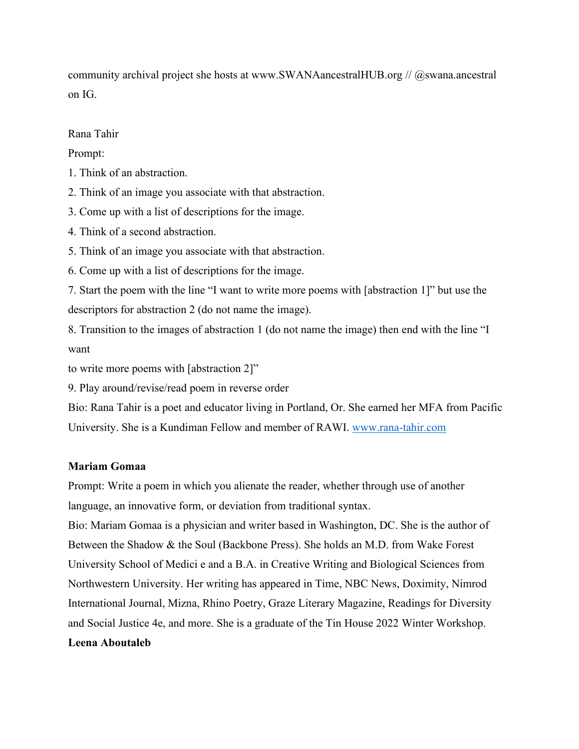community archival project she hosts at www.SWANAancestralHUB.org // @swana.ancestral on IG.

Rana Tahir

Prompt:

1. Think of an abstraction.
2. Think of an image you associate with that abstraction.
3. Come up with a list of descriptions for the image.
4. Think of a second abstraction.
5. Think of an image you associate with that abstraction.
6. Come up with a list of descriptions for the image.
7. Start the poem with the line "I want to write more poems with [abstraction 1]" but use the descriptors for abstraction 2 (do not name the image).
8. Transition to the images of abstraction 1 (do not name the image) then end with the line "I want
to write more poems with [abstraction 2]"
9. Play around/revise/read poem in reverse order

Bio: Rana Tahir is a poet and educator living in Portland, Or. She earned her MFA from Pacific University. She is a Kundiman Fellow and member of RAWI. [www.rana-tahir.com](http://www.rana-tahir.com)

**Mariam Gomaa**

Prompt: Write a poem in which you alienate the reader, whether through use of another language, an innovative form, or deviation from traditional syntax.

Bio: Mariam Gomaa is a physician and writer based in Washington, DC. She is the author of Between the Shadow & the Soul (Backbone Press). She holds an M.D. from Wake Forest University School of Medici e and a B.A. in Creative Writing and Biological Sciences from Northwestern University. Her writing has appeared in Time, NBC News, Doximity, Nimrod International Journal, Mizna, Rhino Poetry, Graze Literary Magazine, Readings for Diversity and Social Justice 4e, and more. She is a graduate of the Tin House 2022 Winter Workshop.

**Leena Aboutaleb**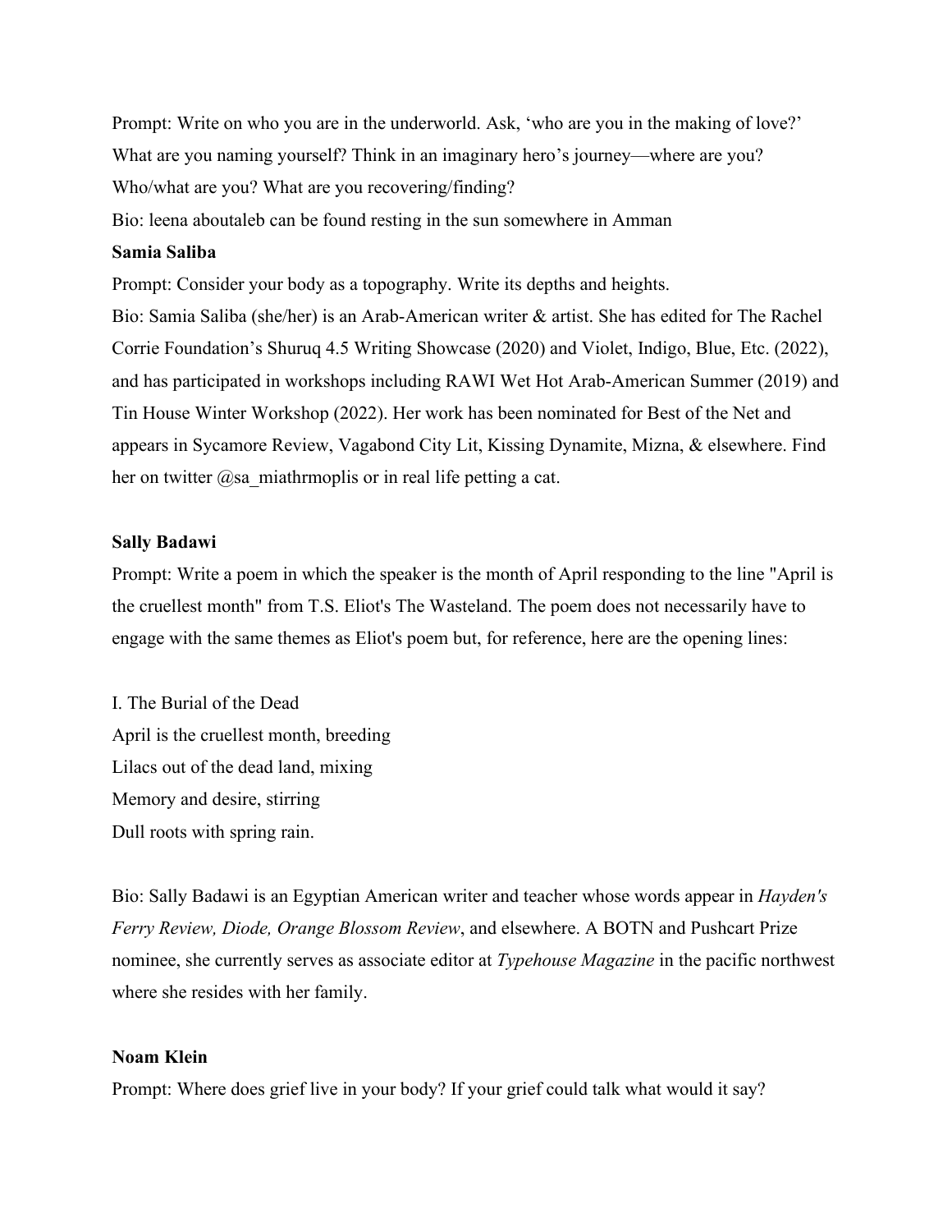Prompt: Write on who you are in the underworld. Ask, 'who are you in the making of love?' What are you naming yourself? Think in an imaginary hero's journey—where are you? Who/what are you? What are you recovering/finding?

Bio: leena aboutaleb can be found resting in the sun somewhere in Amman

**Samia Saliba**

Prompt: Consider your body as a topography. Write its depths and heights.

Bio: Samia Saliba (she/her) is an Arab-American writer & artist. She has edited for The Rachel Corrie Foundation's Shuruq 4.5 Writing Showcase (2020) and Violet, Indigo, Blue, Etc. (2022), and has participated in workshops including RAWI Wet Hot Arab-American Summer (2019) and Tin House Winter Workshop (2022). Her work has been nominated for Best of the Net and appears in Sycamore Review, Vagabond City Lit, Kissing Dynamite, Mizna, & elsewhere. Find her on twitter @sa_miathrmoplis or in real life petting a cat.

**Sally Badawi**

Prompt: Write a poem in which the speaker is the month of April responding to the line "April is the cruellest month" from T.S. Eliot's The Wasteland. The poem does not necessarily have to engage with the same themes as Eliot's poem but, for reference, here are the opening lines:

I. The Burial of the Dead
April is the cruellest month, breeding
Lilacs out of the dead land, mixing
Memory and desire, stirring
Dull roots with spring rain.

Bio: Sally Badawi is an Egyptian American writer and teacher whose words appear in *Hayden's Ferry Review, Diode, Orange Blossom Review*, and elsewhere. A BOTN and Pushcart Prize nominee, she currently serves as associate editor at *Typehouse Magazine* in the pacific northwest where she resides with her family.

**Noam Klein**

Prompt: Where does grief live in your body? If your grief could talk what would it say?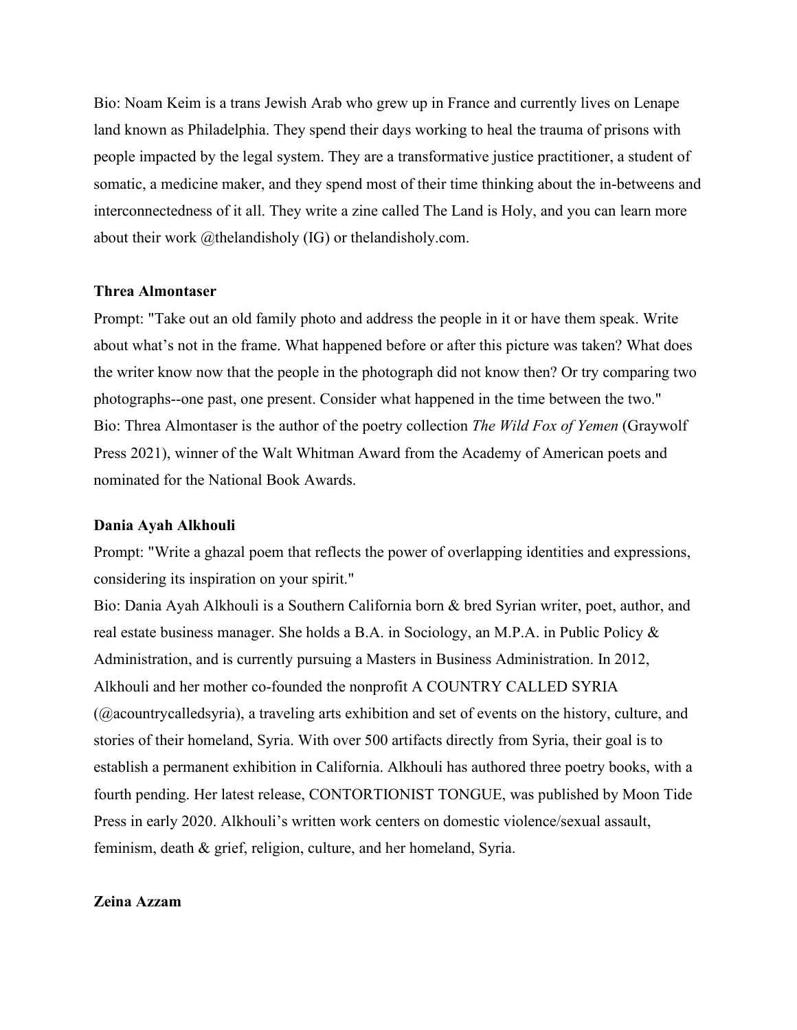Bio: Noam Keim is a trans Jewish Arab who grew up in France and currently lives on Lenape land known as Philadelphia. They spend their days working to heal the trauma of prisons with people impacted by the legal system. They are a transformative justice practitioner, a student of somatic, a medicine maker, and they spend most of their time thinking about the in-betweens and interconnectedness of it all. They write a zine called The Land is Holy, and you can learn more about their work @thelandisholy (IG) or thelandisholy.com.

**Threa Almontaser**

Prompt: "Take out an old family photo and address the people in it or have them speak. Write about what's not in the frame. What happened before or after this picture was taken? What does the writer know now that the people in the photograph did not know then? Or try comparing two photographs--one past, one present. Consider what happened in the time between the two."

Bio: Threa Almontaser is the author of the poetry collection *The Wild Fox of Yemen* (Graywolf Press 2021), winner of the Walt Whitman Award from the Academy of American poets and nominated for the National Book Awards.

**Dania Ayah Alkhouli**

Prompt: "Write a ghazal poem that reflects the power of overlapping identities and expressions, considering its inspiration on your spirit."

Bio: Dania Ayah Alkhouli is a Southern California born & bred Syrian writer, poet, author, and real estate business manager. She holds a B.A. in Sociology, an M.P.A. in Public Policy & Administration, and is currently pursuing a Masters in Business Administration. In 2012, Alkhouli and her mother co-founded the nonprofit A COUNTRY CALLED SYRIA (@acountrycalledsyria), a traveling arts exhibition and set of events on the history, culture, and stories of their homeland, Syria. With over 500 artifacts directly from Syria, their goal is to establish a permanent exhibition in California. Alkhouli has authored three poetry books, with a fourth pending. Her latest release, CONTORTIONIST TONGUE, was published by Moon Tide Press in early 2020. Alkhouli's written work centers on domestic violence/sexual assault, feminism, death & grief, religion, culture, and her homeland, Syria.

**Zeina Azzam**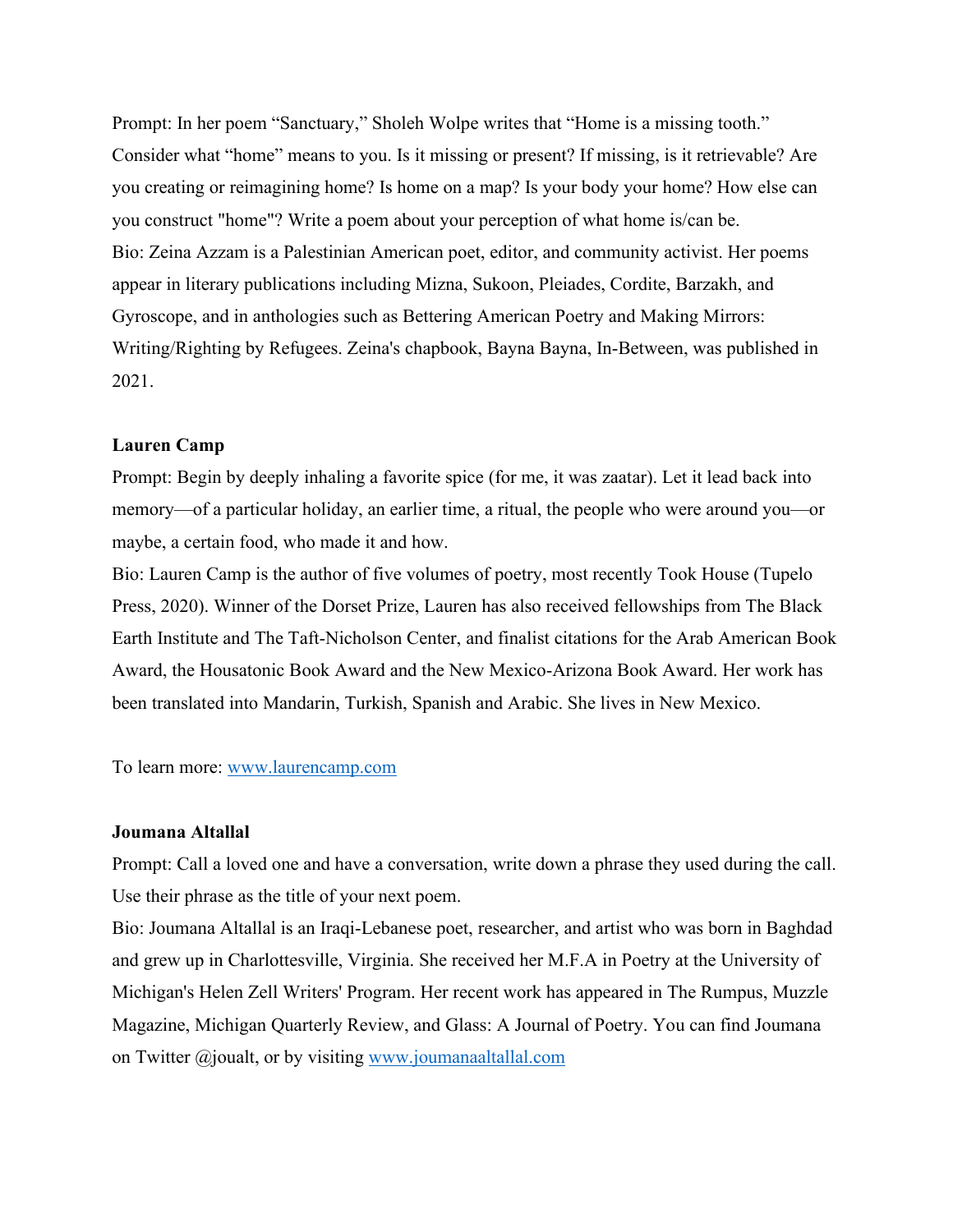Prompt: In her poem “Sanctuary,” Sholeh Wolpe writes that “Home is a missing tooth.” Consider what “home” means to you. Is it missing or present? If missing, is it retrievable? Are you creating or reimagining home? Is home on a map? Is your body your home? How else can you construct "home"? Write a poem about your perception of what home is/can be.

Bio: Zeina Azzam is a Palestinian American poet, editor, and community activist. Her poems appear in literary publications including Mizna, Sukoon, Pleiades, Cordite, Barzakh, and Gyroscope, and in anthologies such as Bettering American Poetry and Making Mirrors: Writing/Righting by Refugees. Zeina's chapbook, Bayna Bayna, In-Between, was published in 2021.

**Lauren Camp**

Prompt: Begin by deeply inhaling a favorite spice (for me, it was zaatar). Let it lead back into memory—of a particular holiday, an earlier time, a ritual, the people who were around you—or maybe, a certain food, who made it and how.

Bio: Lauren Camp is the author of five volumes of poetry, most recently Took House (Tupelo Press, 2020). Winner of the Dorset Prize, Lauren has also received fellowships from The Black Earth Institute and The Taft-Nicholson Center, and finalist citations for the Arab American Book Award, the Housatonic Book Award and the New Mexico-Arizona Book Award. Her work has been translated into Mandarin, Turkish, Spanish and Arabic. She lives in New Mexico.

To learn more: [www.laurencamp.com](http://www.laurencamp.com)

**Joumana Altallal**

Prompt: Call a loved one and have a conversation, write down a phrase they used during the call. Use their phrase as the title of your next poem.

Bio: Joumana Altallal is an Iraqi-Lebanese poet, researcher, and artist who was born in Baghdad and grew up in Charlottesville, Virginia. She received her M.F.A in Poetry at the University of Michigan's Helen Zell Writers' Program. Her recent work has appeared in The Rumpus, Muzzle Magazine, Michigan Quarterly Review, and Glass: A Journal of Poetry. You can find Joumana on Twitter @joualt, or by visiting [www.joumanaaltallal.com](http://www.joumanaaltallal.com)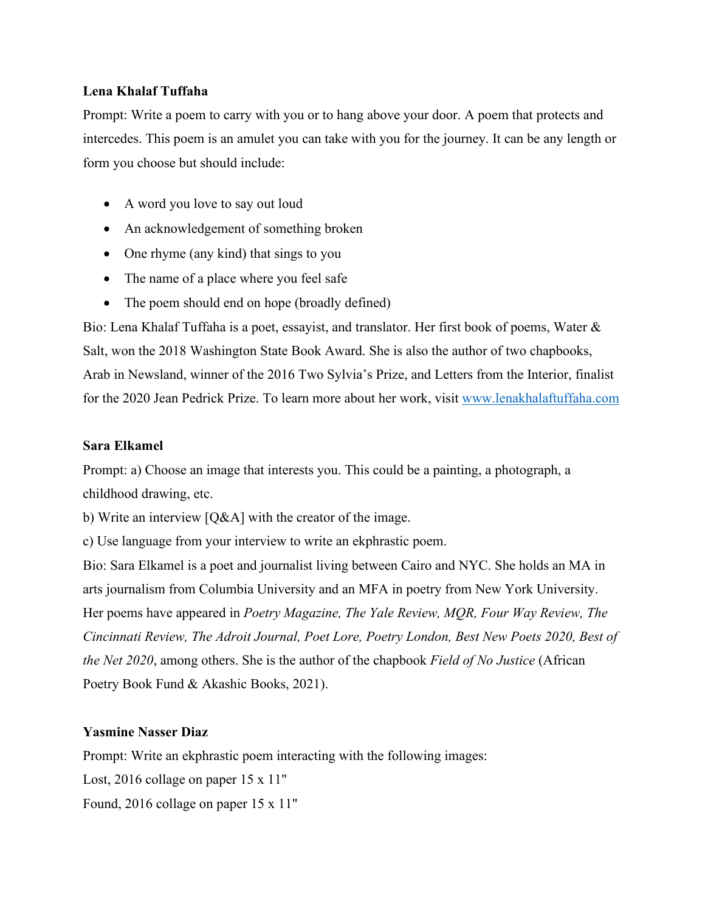**Lena Khalaf Tuffaha**

Prompt: Write a poem to carry with you or to hang above your door. A poem that protects and intercedes. This poem is an amulet you can take with you for the journey. It can be any length or form you choose but should include:

- A word you love to say out loud
- An acknowledgement of something broken
- One rhyme (any kind) that sings to you
- The name of a place where you feel safe
- The poem should end on hope (broadly defined)

Bio: Lena Khalaf Tuffaha is a poet, essayist, and translator. Her first book of poems, Water & Salt, won the 2018 Washington State Book Award. She is also the author of two chapbooks, Arab in Newsland, winner of the 2016 Two Sylvia's Prize, and Letters from the Interior, finalist for the 2020 Jean Pedrick Prize. To learn more about her work, visit [www.lenakhalaftuffaha.com](http://www.lenakhalaftuffaha.com)

**Sara Elkamel**

Prompt: a) Choose an image that interests you. This could be a painting, a photograph, a childhood drawing, etc.

b) Write an interview [Q&A] with the creator of the image.

c) Use language from your interview to write an ekphrastic poem.

Bio: Sara Elkamel is a poet and journalist living between Cairo and NYC. She holds an MA in arts journalism from Columbia University and an MFA in poetry from New York University. Her poems have appeared in *Poetry Magazine, The Yale Review, MQR, Four Way Review, The Cincinnati Review, The Adroit Journal, Poet Lore, Poetry London, Best New Poets 2020, Best of the Net 2020*, among others. She is the author of the chapbook *Field of No Justice* (African Poetry Book Fund & Akashic Books, 2021).

**Yasmine Nasser Diaz**

Prompt: Write an ekphrastic poem interacting with the following images:

Lost, 2016 collage on paper 15 x 11"

Found, 2016 collage on paper 15 x 11"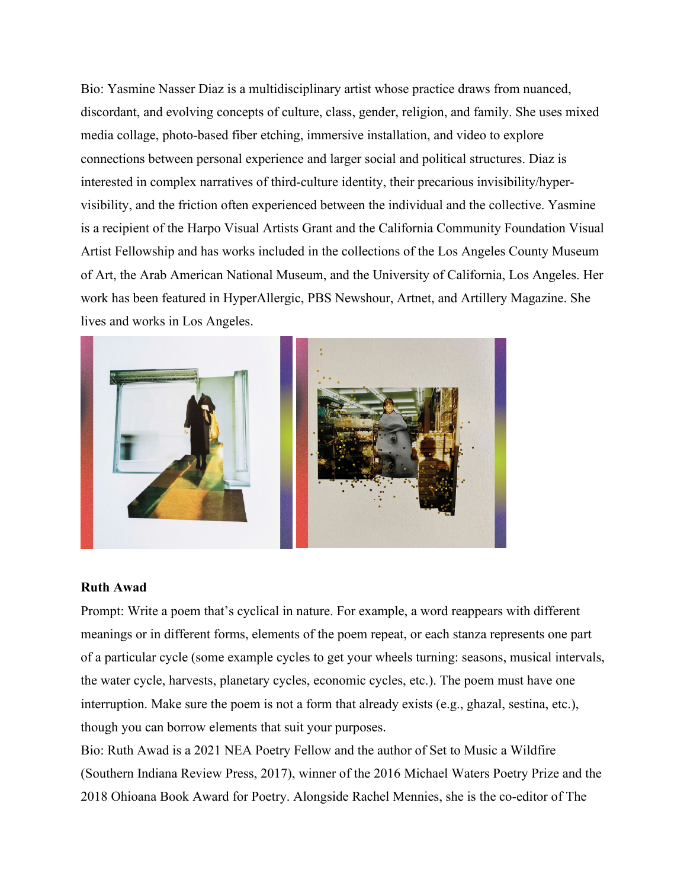Bio: Yasmine Nasser Diaz is a multidisciplinary artist whose practice draws from nuanced, discordant, and evolving concepts of culture, class, gender, religion, and family. She uses mixed media collage, photo-based fiber etching, immersive installation, and video to explore connections between personal experience and larger social and political structures. Diaz is interested in complex narratives of third-culture identity, their precarious invisibility/hyper-visibility, and the friction often experienced between the individual and the collective. Yasmine is a recipient of the Harpo Visual Artists Grant and the California Community Foundation Visual Artist Fellowship and has works included in the collections of the Los Angeles County Museum of Art, the Arab American National Museum, and the University of California, Los Angeles. Her work has been featured in HyperAllergic, PBS Newshour, Artnet, and Artillery Magazine. She lives and works in Los Angeles.

**Ruth Awad**

Prompt: Write a poem that's cyclical in nature. For example, a word reappears with different meanings or in different forms, elements of the poem repeat, or each stanza represents one part of a particular cycle (some example cycles to get your wheels turning: seasons, musical intervals, the water cycle, harvests, planetary cycles, economic cycles, etc.). The poem must have one interruption. Make sure the poem is not a form that already exists (e.g., ghazal, sestina, etc.), though you can borrow elements that suit your purposes.

Bio: Ruth Awad is a 2021 NEA Poetry Fellow and the author of Set to Music a Wildfire (Southern Indiana Review Press, 2017), winner of the 2016 Michael Waters Poetry Prize and the 2018 Ohioana Book Award for Poetry. Alongside Rachel Mennies, she is the co-editor of The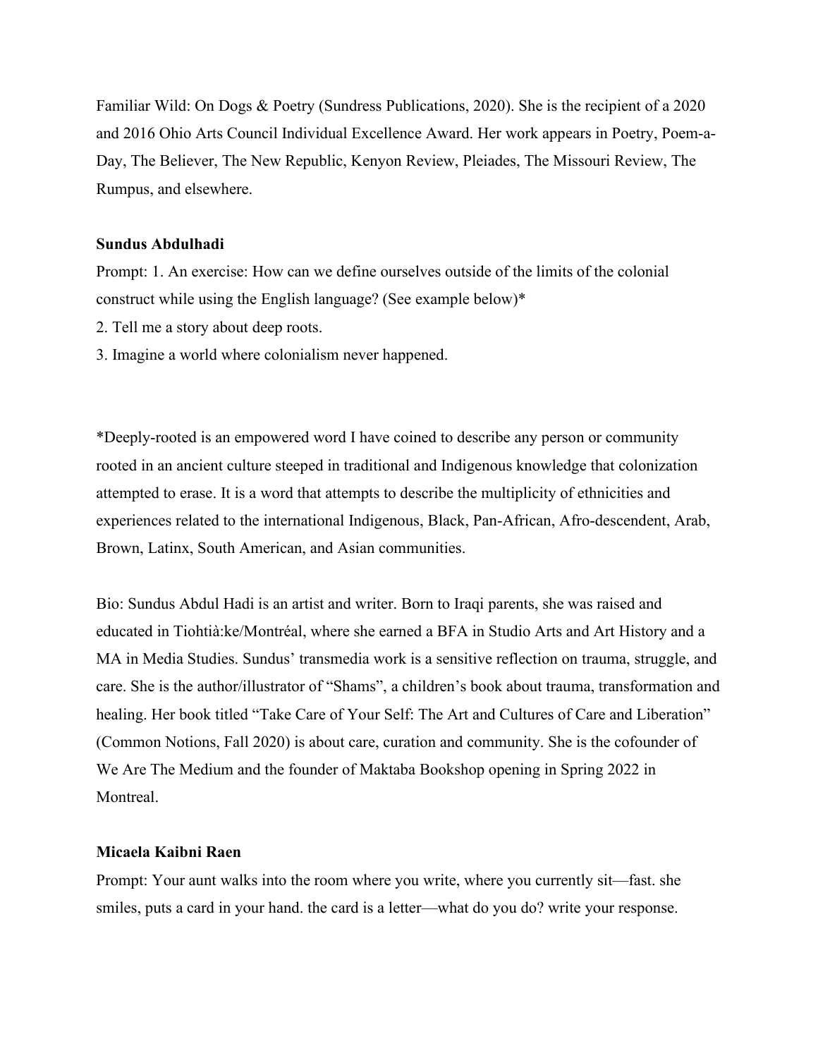Familiar Wild: On Dogs & Poetry (Sundress Publications, 2020). She is the recipient of a 2020 and 2016 Ohio Arts Council Individual Excellence Award. Her work appears in Poetry, Poem-a-Day, The Believer, The New Republic, Kenyon Review, Pleiades, The Missouri Review, The Rumpus, and elsewhere.

**Sundus Abdulhadi**

Prompt: 1. An exercise: How can we define ourselves outside of the limits of the colonial construct while using the English language? (See example below)*

2. Tell me a story about deep roots.

3. Imagine a world where colonialism never happened.

*Deeply-rooted is an empowered word I have coined to describe any person or community rooted in an ancient culture steeped in traditional and Indigenous knowledge that colonization attempted to erase. It is a word that attempts to describe the multiplicity of ethnicities and experiences related to the international Indigenous, Black, Pan-African, Afro-descendent, Arab, Brown, Latinx, South American, and Asian communities.

Bio: Sundus Abdul Hadi is an artist and writer. Born to Iraqi parents, she was raised and educated in Tiohtià:ke/Montréal, where she earned a BFA in Studio Arts and Art History and a MA in Media Studies. Sundus' transmedia work is a sensitive reflection on trauma, struggle, and care. She is the author/illustrator of "Shams", a children's book about trauma, transformation and healing. Her book titled "Take Care of Your Self: The Art and Cultures of Care and Liberation" (Common Notions, Fall 2020) is about care, curation and community. She is the cofounder of We Are The Medium and the founder of Maktaba Bookshop opening in Spring 2022 in Montreal.

**Micaela Kaibni Raen**

Prompt: Your aunt walks into the room where you write, where you currently sit—fast. she smiles, puts a card in your hand. the card is a letter—what do you do? write your response.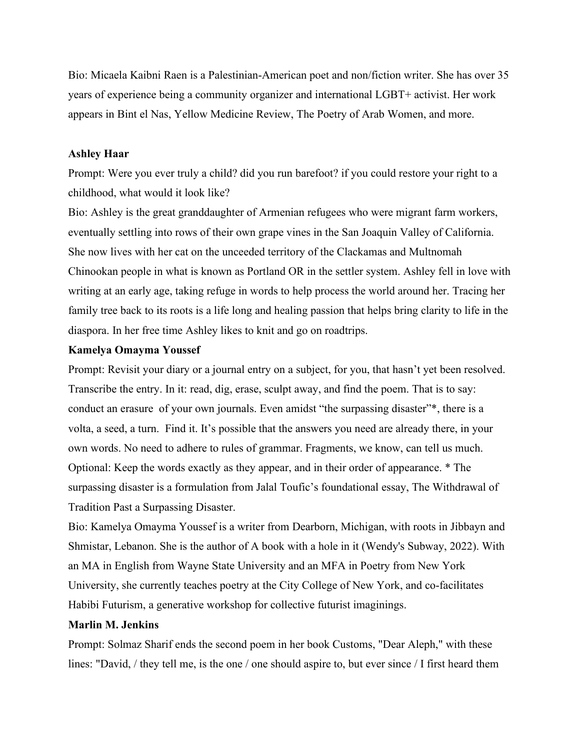Bio: Micaela Kaibni Raen is a Palestinian-American poet and non/fiction writer. She has over 35 years of experience being a community organizer and international LGBT+ activist. Her work appears in Bint el Nas, Yellow Medicine Review, The Poetry of Arab Women, and more.

**Ashley Haar**

Prompt: Were you ever truly a child? did you run barefoot? if you could restore your right to a childhood, what would it look like?

Bio: Ashley is the great granddaughter of Armenian refugees who were migrant farm workers, eventually settling into rows of their own grape vines in the San Joaquin Valley of California. She now lives with her cat on the unceeded territory of the Clackamas and Multnomah Chinookan people in what is known as Portland OR in the settler system. Ashley fell in love with writing at an early age, taking refuge in words to help process the world around her. Tracing her family tree back to its roots is a life long and healing passion that helps bring clarity to life in the diaspora. In her free time Ashley likes to knit and go on roadtrips.

**Kamelya Omayma Youssef**

Prompt: Revisit your diary or a journal entry on a subject, for you, that hasn't yet been resolved. Transcribe the entry. In it: read, dig, erase, sculpt away, and find the poem. That is to say: conduct an erasure of your own journals. Even amidst "the surpassing disaster"*, there is a volta, a seed, a turn. Find it. It's possible that the answers you need are already there, in your own words. No need to adhere to rules of grammar. Fragments, we know, can tell us much. Optional: Keep the words exactly as they appear, and in their order of appearance. * The surpassing disaster is a formulation from Jalal Toufic's foundational essay, The Withdrawal of Tradition Past a Surpassing Disaster.

Bio: Kamelya Omayma Youssef is a writer from Dearborn, Michigan, with roots in Jibbayn and Shmistar, Lebanon. She is the author of A book with a hole in it (Wendy's Subway, 2022). With an MA in English from Wayne State University and an MFA in Poetry from New York University, she currently teaches poetry at the City College of New York, and co-facilitates Habibi Futurism, a generative workshop for collective futurist imaginings.

**Marlin M. Jenkins**

Prompt: Solmaz Sharif ends the second poem in her book Customs, "Dear Aleph," with these lines: "David, / they tell me, is the one / one should aspire to, but ever since / I first heard them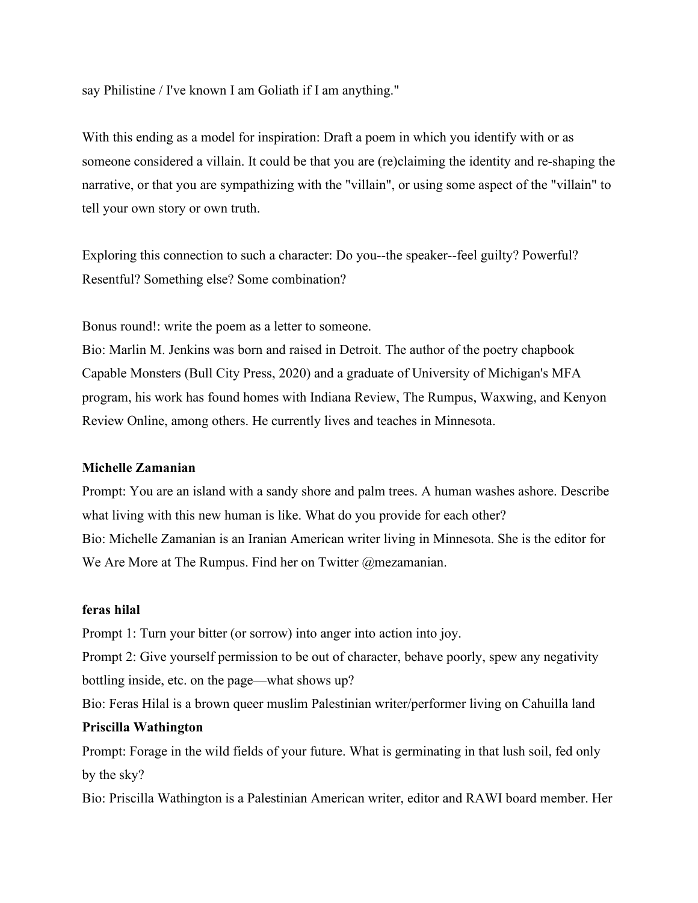say Philistine / I've known I am Goliath if I am anything."

With this ending as a model for inspiration: Draft a poem in which you identify with or as someone considered a villain. It could be that you are (re)claiming the identity and re-shaping the narrative, or that you are sympathizing with the "villain", or using some aspect of the "villain" to tell your own story or own truth.

Exploring this connection to such a character: Do you--the speaker--feel guilty? Powerful? Resentful? Something else? Some combination?

Bonus round!: write the poem as a letter to someone.
Bio: Marlin M. Jenkins was born and raised in Detroit. The author of the poetry chapbook Capable Monsters (Bull City Press, 2020) and a graduate of University of Michigan's MFA program, his work has found homes with Indiana Review, The Rumpus, Waxwing, and Kenyon Review Online, among others. He currently lives and teaches in Minnesota.

**Michelle Zamanian**
Prompt: You are an island with a sandy shore and palm trees. A human washes ashore. Describe what living with this new human is like. What do you provide for each other?
Bio: Michelle Zamanian is an Iranian American writer living in Minnesota. She is the editor for We Are More at The Rumpus. Find her on Twitter @mezamanian.

**feras hilal**
Prompt 1: Turn your bitter (or sorrow) into anger into action into joy.
Prompt 2: Give yourself permission to be out of character, behave poorly, spew any negativity bottling inside, etc. on the page—what shows up?
Bio: Feras Hilal is a brown queer muslim Palestinian writer/performer living on Cahuilla land

**Priscilla Wathington**
Prompt: Forage in the wild fields of your future. What is germinating in that lush soil, fed only by the sky?
Bio: Priscilla Wathington is a Palestinian American writer, editor and RAWI board member. Her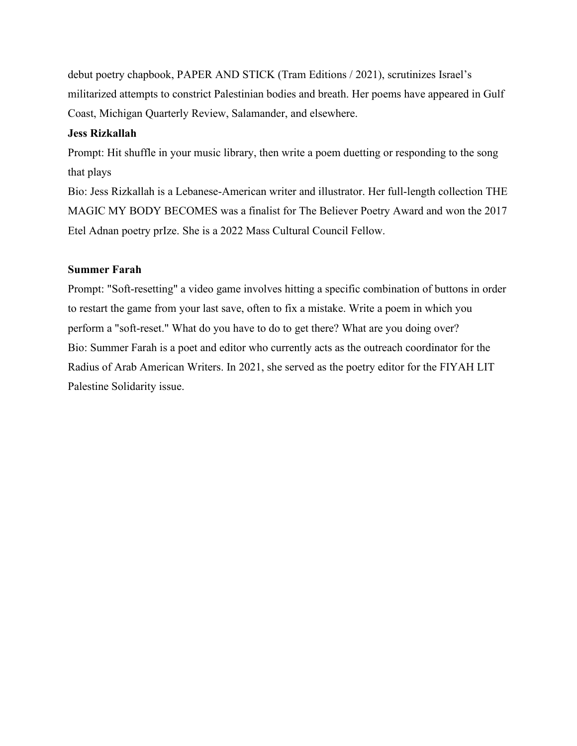debut poetry chapbook, PAPER AND STICK (Tram Editions / 2021), scrutinizes Israel's militarized attempts to constrict Palestinian bodies and breath. Her poems have appeared in Gulf Coast, Michigan Quarterly Review, Salamander, and elsewhere.

**Jess Rizkallah**

Prompt: Hit shuffle in your music library, then write a poem duetting or responding to the song that plays

Bio: Jess Rizkallah is a Lebanese-American writer and illustrator. Her full-length collection THE MAGIC MY BODY BECOMES was a finalist for The Believer Poetry Award and won the 2017 Etel Adnan poetry prIze. She is a 2022 Mass Cultural Council Fellow.

**Summer Farah**

Prompt: "Soft-resetting" a video game involves hitting a specific combination of buttons in order to restart the game from your last save, often to fix a mistake. Write a poem in which you perform a "soft-reset." What do you have to do to get there? What are you doing over?

Bio: Summer Farah is a poet and editor who currently acts as the outreach coordinator for the Radius of Arab American Writers. In 2021, she served as the poetry editor for the FIYAH LIT Palestine Solidarity issue.